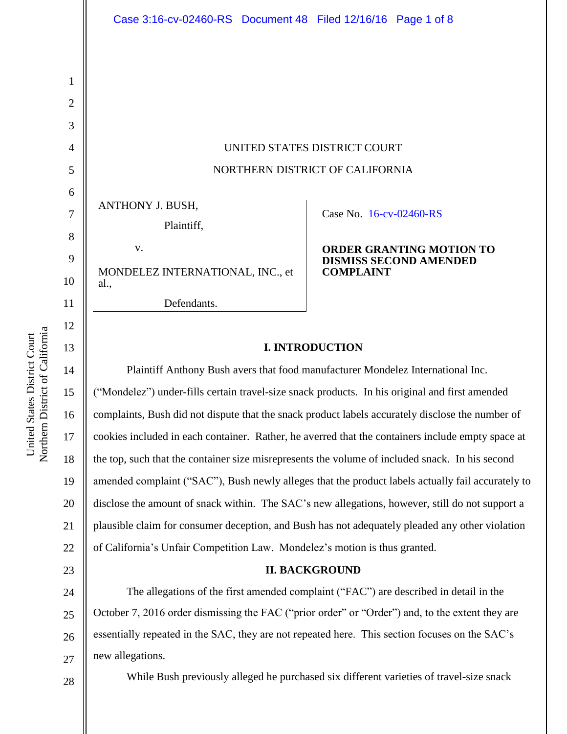UNITED STATES DISTRICT COURT

NORTHERN DISTRICT OF CALIFORNIA

ANTHONY J. BUSH,

Plaintiff,

v.

MONDELEZ INTERNATIONAL, INC., et al.,

Defendants.

Case No. 16-cv-02460-RS

**ORDER GRANTING MOTION TO DISMISS SECOND AMENDED COMPLAINT**

## I. INTRODUCTION

Plaintiff Anthony Bush avers that food manufacturer Mondelez International Inc. ("Mondelez") under-fills certain travel-size snack products. In his original and first amended complaints, Bush did not dispute that the snack product labels accurately disclose the number of cookies included in each container. Rather, he averred that the containers include empty space at the top, such that the container size misrepresents the volume of included snack. In his second amended complaint ("SAC"), Bush newly alleges that the product labels actually fail accurately to disclose the amount of snack within. The SAC's new allegations, however, still do not support a plausible claim for consumer deception, and Bush has not adequately pleaded any other violation of California's Unfair Competition Law. Mondelez's motion is thus granted.

## II. BACKGROUND

The allegations of the first amended complaint ("FAC") are described in detail in the October 7, 2016 order dismissing the FAC ("prior order" or "Order") and, to the extent they are essentially repeated in the SAC, they are not repeated here. This section focuses on the SAC's new allegations.

While Bush previously alleged he purchased six different varieties of travel-size snack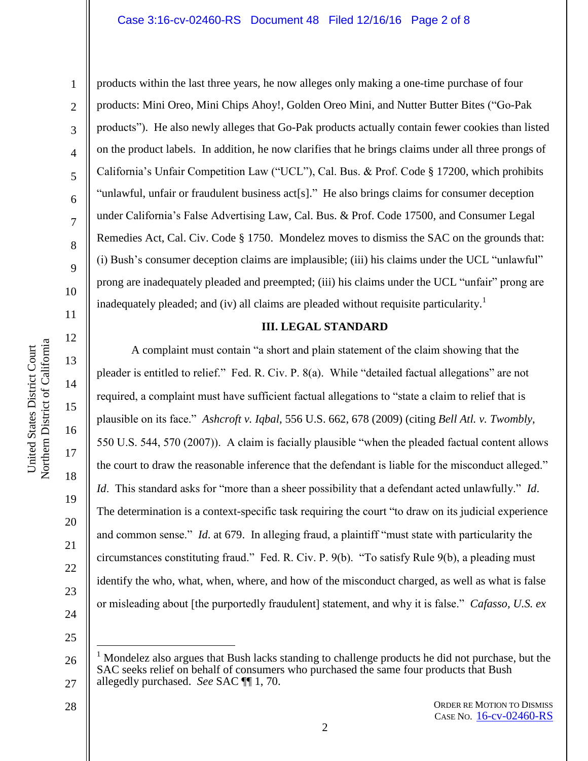products within the last three years, he now alleges only making a one-time purchase of four products: Mini Oreo, Mini Chips Ahoy!, Golden Oreo Mini, and Nutter Butter Bites ("Go-Pak products"). He also newly alleges that Go-Pak products actually contain fewer cookies than listed on the product labels. In addition, he now clarifies that he brings claims under all three prongs of California's Unfair Competition Law ("UCL"), Cal. Bus. & Prof. Code § 17200, which prohibits "unlawful, unfair or fraudulent business act[s]." He also brings claims for consumer deception under California's False Advertising Law, Cal. Bus. & Prof. Code 17500, and Consumer Legal Remedies Act, Cal. Civ. Code § 1750. Mondelez moves to dismiss the SAC on the grounds that: (i) Bush's consumer deception claims are implausible; (iii) his claims under the UCL "unlawful" prong are inadequately pleaded and preempted; (iii) his claims under the UCL "unfair" prong are inadequately pleaded; and (iv) all claims are pleaded without requisite particularity.[1]

## III. LEGAL STANDARD

A complaint must contain "a short and plain statement of the claim showing that the pleader is entitled to relief." Fed. R. Civ. P. 8(a). While "detailed factual allegations" are not required, a complaint must have sufficient factual allegations to "state a claim to relief that is plausible on its face." *Ashcroft v. Iqbal*, 556 U.S. 662, 678 (2009) (citing *Bell Atl. v. Twombly*, 550 U.S. 544, 570 (2007)). A claim is facially plausible "when the pleaded factual content allows the court to draw the reasonable inference that the defendant is liable for the misconduct alleged." *Id*. This standard asks for "more than a sheer possibility that a defendant acted unlawfully." *Id*. The determination is a context-specific task requiring the court "to draw on its judicial experience and common sense." *Id.* at 679. In alleging fraud, a plaintiff "must state with particularity the circumstances constituting fraud." Fed. R. Civ. P. 9(b). "To satisfy Rule 9(b), a pleading must identify the who, what, when, where, and how of the misconduct charged, as well as what is false or misleading about [the purportedly fraudulent] statement, and why it is false." *Cafasso, U.S. ex*

---

[1] Mondelez also argues that Bush lacks standing to challenge products he did not purchase, but the SAC seeks relief on behalf of consumers who purchased the same four products that Bush allegedly purchased. *See* SAC ¶¶ 1, 70.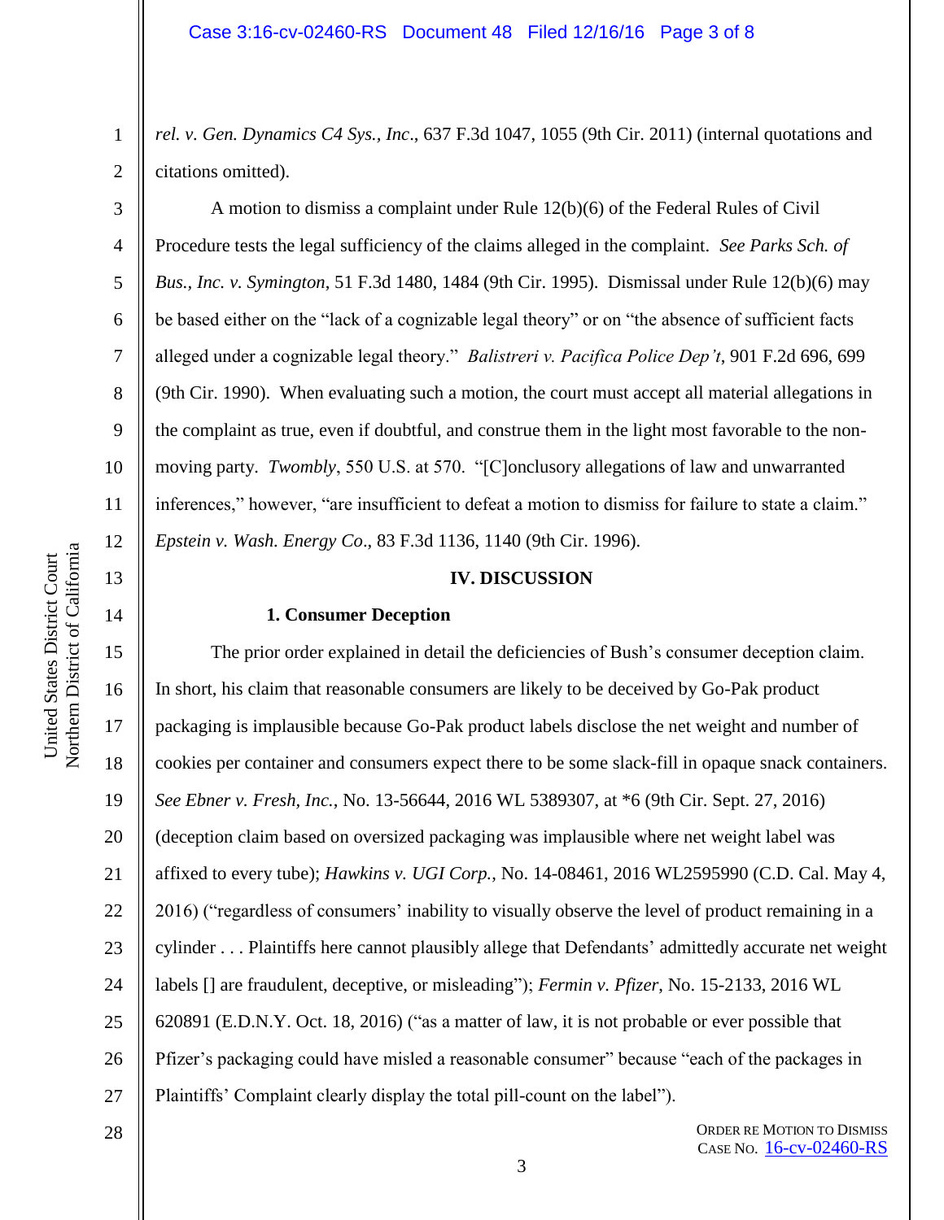*rel. v. Gen. Dynamics C4 Sys., Inc*., 637 F.3d 1047, 1055 (9th Cir. 2011) (internal quotations and citations omitted).

A motion to dismiss a complaint under Rule 12(b)(6) of the Federal Rules of Civil Procedure tests the legal sufficiency of the claims alleged in the complaint. *See Parks Sch. of Bus., Inc. v. Symington*, 51 F.3d 1480, 1484 (9th Cir. 1995). Dismissal under Rule 12(b)(6) may be based either on the "lack of a cognizable legal theory" or on "the absence of sufficient facts alleged under a cognizable legal theory." *Balistreri v. Pacifica Police Dep't*, 901 F.2d 696, 699 (9th Cir. 1990). When evaluating such a motion, the court must accept all material allegations in the complaint as true, even if doubtful, and construe them in the light most favorable to the non-moving party. *Twombly*, 550 U.S. at 570. "[C]onclusory allegations of law and unwarranted inferences," however, "are insufficient to defeat a motion to dismiss for failure to state a claim." *Epstein v. Wash. Energy Co*., 83 F.3d 1136, 1140 (9th Cir. 1996).

## IV. DISCUSSION

### 1. Consumer Deception

The prior order explained in detail the deficiencies of Bush's consumer deception claim. In short, his claim that reasonable consumers are likely to be deceived by Go-Pak product packaging is implausible because Go-Pak product labels disclose the net weight and number of cookies per container and consumers expect there to be some slack-fill in opaque snack containers. *See Ebner v. Fresh, Inc.*, No. 13-56644, 2016 WL 5389307, at *6 (9th Cir. Sept. 27, 2016) (deception claim based on oversized packaging was implausible where net weight label was affixed to every tube); *Hawkins v. UGI Corp.*, No. 14-08461, 2016 WL2595990 (C.D. Cal. May 4, 2016) ("regardless of consumers' inability to visually observe the level of product remaining in a cylinder . . . Plaintiffs here cannot plausibly allege that Defendants' admittedly accurate net weight labels [] are fraudulent, deceptive, or misleading"); *Fermin v. Pfizer*, No. 15-2133, 2016 WL 620891 (E.D.N.Y. Oct. 18, 2016) ("as a matter of law, it is not probable or ever possible that Pfizer's packaging could have misled a reasonable consumer" because "each of the packages in Plaintiffs' Complaint clearly display the total pill-count on the label").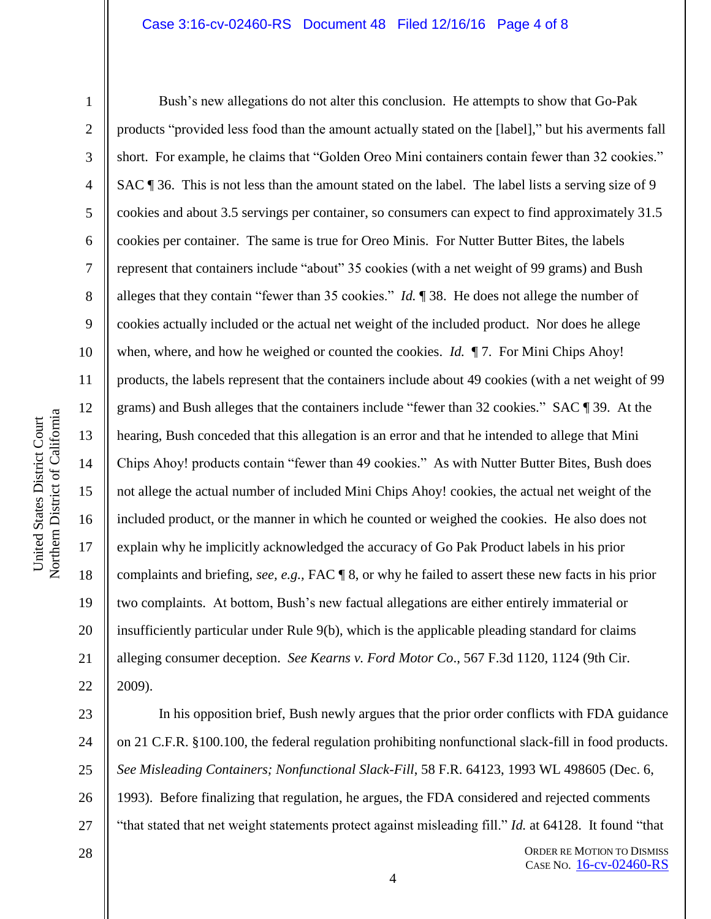Bush's new allegations do not alter this conclusion. He attempts to show that Go-Pak products "provided less food than the amount actually stated on the [label]," but his averments fall short. For example, he claims that "Golden Oreo Mini containers contain fewer than 32 cookies." SAC ¶ 36. This is not less than the amount stated on the label. The label lists a serving size of 9 cookies and about 3.5 servings per container, so consumers can expect to find approximately 31.5 cookies per container. The same is true for Oreo Minis. For Nutter Butter Bites, the labels represent that containers include "about" 35 cookies (with a net weight of 99 grams) and Bush alleges that they contain "fewer than 35 cookies." *Id.* ¶ 38. He does not allege the number of cookies actually included or the actual net weight of the included product. Nor does he allege when, where, and how he weighed or counted the cookies. *Id.* ¶ 7. For Mini Chips Ahoy! products, the labels represent that the containers include about 49 cookies (with a net weight of 99 grams) and Bush alleges that the containers include "fewer than 32 cookies." SAC ¶ 39. At the hearing, Bush conceded that this allegation is an error and that he intended to allege that Mini Chips Ahoy! products contain "fewer than 49 cookies." As with Nutter Butter Bites, Bush does not allege the actual number of included Mini Chips Ahoy! cookies, the actual net weight of the included product, or the manner in which he counted or weighed the cookies. He also does not explain why he implicitly acknowledged the accuracy of Go Pak Product labels in his prior complaints and briefing, *see, e.g.,* FAC ¶ 8, or why he failed to assert these new facts in his prior two complaints. At bottom, Bush's new factual allegations are either entirely immaterial or insufficiently particular under Rule 9(b), which is the applicable pleading standard for claims alleging consumer deception. *See Kearns v. Ford Motor Co*., 567 F.3d 1120, 1124 (9th Cir. 2009).

In his opposition brief, Bush newly argues that the prior order conflicts with FDA guidance on 21 C.F.R. §100.100, the federal regulation prohibiting nonfunctional slack-fill in food products. *See Misleading Containers; Nonfunctional Slack-Fill*, 58 F.R. 64123, 1993 WL 498605 (Dec. 6, 1993). Before finalizing that regulation, he argues, the FDA considered and rejected comments "that stated that net weight statements protect against misleading fill." *Id.* at 64128. It found "that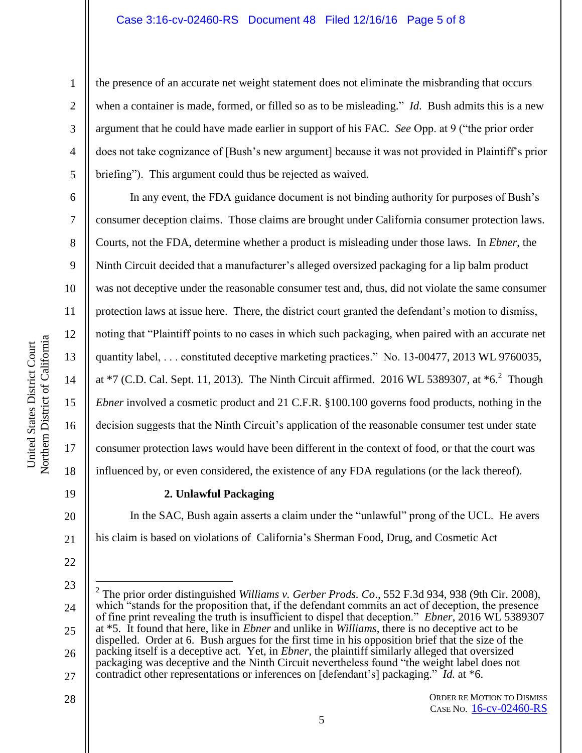the presence of an accurate net weight statement does not eliminate the misbranding that occurs when a container is made, formed, or filled so as to be misleading." *Id.* Bush admits this is a new argument that he could have made earlier in support of his FAC. *See* Opp. at 9 ("the prior order does not take cognizance of [Bush's new argument] because it was not provided in Plaintiff's prior briefing"). This argument could thus be rejected as waived.

In any event, the FDA guidance document is not binding authority for purposes of Bush's consumer deception claims. Those claims are brought under California consumer protection laws. Courts, not the FDA, determine whether a product is misleading under those laws. In *Ebner*, the Ninth Circuit decided that a manufacturer's alleged oversized packaging for a lip balm product was not deceptive under the reasonable consumer test and, thus, did not violate the same consumer protection laws at issue here. There, the district court granted the defendant's motion to dismiss, noting that "Plaintiff points to no cases in which such packaging, when paired with an accurate net quantity label, . . . constituted deceptive marketing practices." No. 13-00477, 2013 WL 9760035, at *7 (C.D. Cal. Sept. 11, 2013). The Ninth Circuit affirmed. 2016 WL 5389307, at *6.[2] Though *Ebner* involved a cosmetic product and 21 C.F.R. §100.100 governs food products, nothing in the decision suggests that the Ninth Circuit's application of the reasonable consumer test under state consumer protection laws would have been different in the context of food, or that the court was influenced by, or even considered, the existence of any FDA regulations (or the lack thereof).

**2. Unlawful Packaging**

In the SAC, Bush again asserts a claim under the "unlawful" prong of the UCL. He avers his claim is based on violations of California's Sherman Food, Drug, and Cosmetic Act

[2] The prior order distinguished *Williams v. Gerber Prods. Co*., 552 F.3d 934, 938 (9th Cir. 2008), which "stands for the proposition that, if the defendant commits an act of deception, the presence of fine print revealing the truth is insufficient to dispel that deception." *Ebner*, 2016 WL 5389307 at *5. It found that here, like in *Ebner* and unlike in *Williams*, there is no deceptive act to be dispelled. Order at 6. Bush argues for the first time in his opposition brief that the size of the packing itself is a deceptive act. Yet, in *Ebner*, the plaintiff similarly alleged that oversized packaging was deceptive and the Ninth Circuit nevertheless found "the weight label does not contradict other representations or inferences on [defendant's] packaging." *Id.* at *6.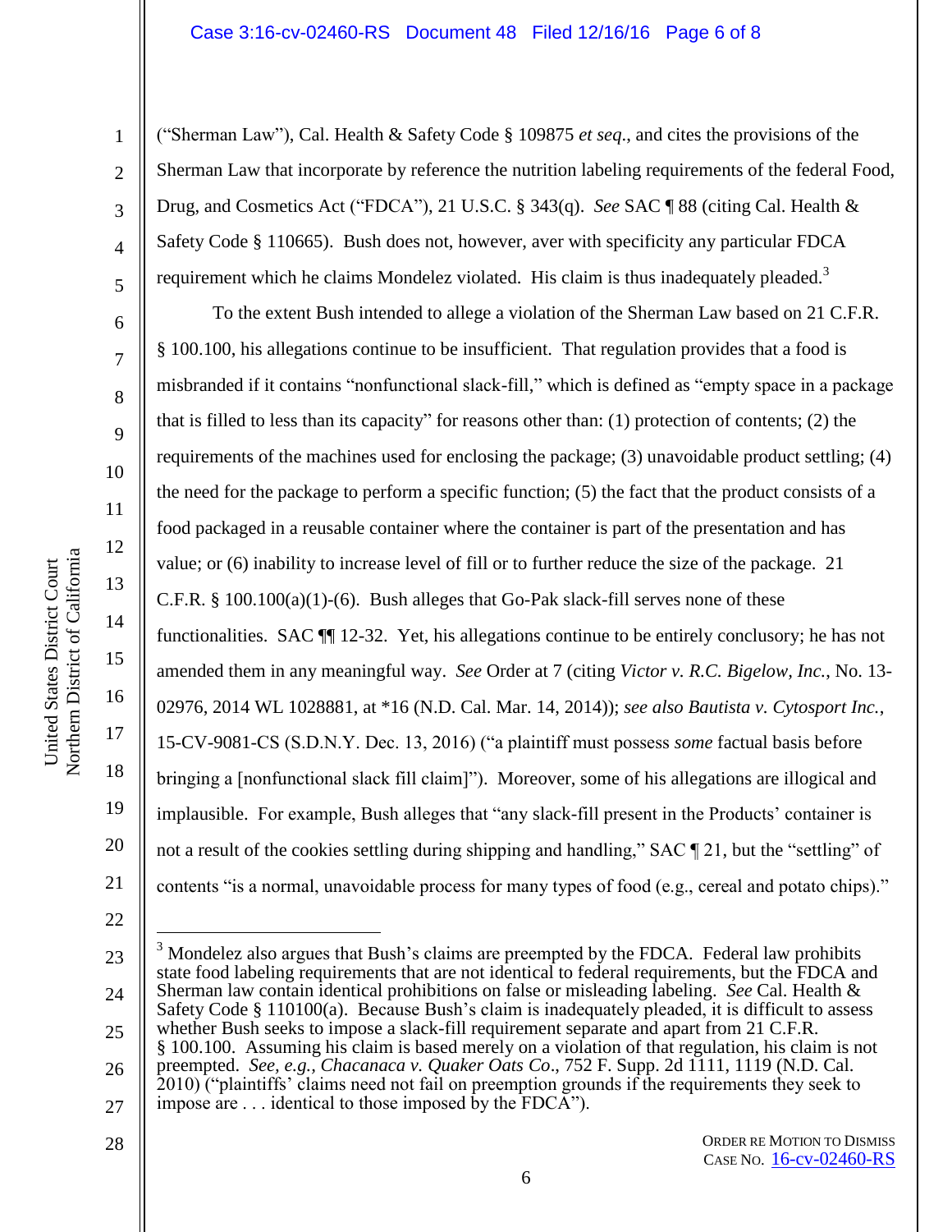("Sherman Law"), Cal. Health & Safety Code § 109875 *et seq*., and cites the provisions of the Sherman Law that incorporate by reference the nutrition labeling requirements of the federal Food, Drug, and Cosmetics Act ("FDCA"), 21 U.S.C. § 343(q). *See* SAC ¶ 88 (citing Cal. Health & Safety Code § 110665). Bush does not, however, aver with specificity any particular FDCA requirement which he claims Mondelez violated. His claim is thus inadequately pleaded.[3]

To the extent Bush intended to allege a violation of the Sherman Law based on 21 C.F.R. § 100.100, his allegations continue to be insufficient. That regulation provides that a food is misbranded if it contains "nonfunctional slack-fill," which is defined as "empty space in a package that is filled to less than its capacity" for reasons other than: (1) protection of contents; (2) the requirements of the machines used for enclosing the package; (3) unavoidable product settling; (4) the need for the package to perform a specific function; (5) the fact that the product consists of a food packaged in a reusable container where the container is part of the presentation and has value; or (6) inability to increase level of fill or to further reduce the size of the package. 21 C.F.R. § 100.100(a)(1)-(6). Bush alleges that Go-Pak slack-fill serves none of these functionalities. SAC ¶¶ 12-32. Yet, his allegations continue to be entirely conclusory; he has not amended them in any meaningful way. *See* Order at 7 (citing *Victor v. R.C. Bigelow, Inc.*, No. 13-02976, 2014 WL 1028881, at *16 (N.D. Cal. Mar. 14, 2014)); *see also Bautista v. Cytosport Inc.*, 15-CV-9081-CS (S.D.N.Y. Dec. 13, 2016) ("a plaintiff must possess *some* factual basis before bringing a [nonfunctional slack fill claim]"). Moreover, some of his allegations are illogical and implausible. For example, Bush alleges that "any slack-fill present in the Products' container is not a result of the cookies settling during shipping and handling," SAC ¶ 21, but the "settling" of contents "is a normal, unavoidable process for many types of food (e.g., cereal and potato chips)."

---

[3] Mondelez also argues that Bush's claims are preempted by the FDCA. Federal law prohibits state food labeling requirements that are not identical to federal requirements, but the FDCA and Sherman law contain identical prohibitions on false or misleading labeling. *See* Cal. Health & Safety Code § 110100(a). Because Bush's claim is inadequately pleaded, it is difficult to assess whether Bush seeks to impose a slack-fill requirement separate and apart from 21 C.F.R. § 100.100. Assuming his claim is based merely on a violation of that regulation, his claim is not preempted. *See, e.g.*, *Chacanaca v. Quaker Oats Co*., 752 F. Supp. 2d 1111, 1119 (N.D. Cal. 2010) ("plaintiffs' claims need not fail on preemption grounds if the requirements they seek to impose are . . . identical to those imposed by the FDCA").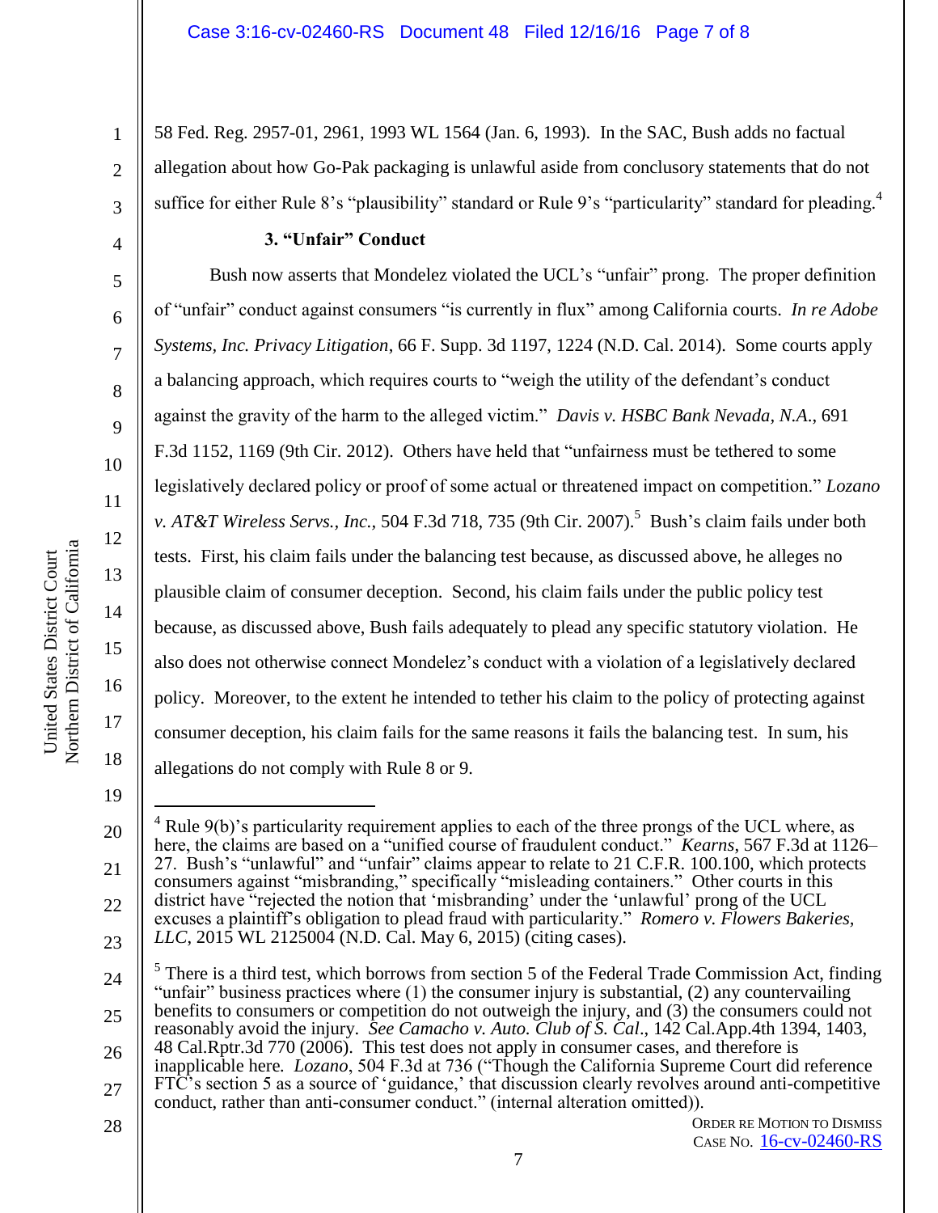58 Fed. Reg. 2957-01, 2961, 1993 WL 1564 (Jan. 6, 1993). In the SAC, Bush adds no factual allegation about how Go-Pak packaging is unlawful aside from conclusory statements that do not suffice for either Rule 8's "plausibility" standard or Rule 9's "particularity" standard for pleading.[4]

### 3. "Unfair" Conduct

Bush now asserts that Mondelez violated the UCL's "unfair" prong. The proper definition of "unfair" conduct against consumers "is currently in flux" among California courts. *In re Adobe Systems, Inc. Privacy Litigation*, 66 F. Supp. 3d 1197, 1224 (N.D. Cal. 2014). Some courts apply a balancing approach, which requires courts to "weigh the utility of the defendant's conduct against the gravity of the harm to the alleged victim." *Davis v. HSBC Bank Nevada, N.A.*, 691 F.3d 1152, 1169 (9th Cir. 2012). Others have held that "unfairness must be tethered to some legislatively declared policy or proof of some actual or threatened impact on competition." *Lozano v. AT&T Wireless Servs., Inc.*, 504 F.3d 718, 735 (9th Cir. 2007).[5] Bush's claim fails under both tests. First, his claim fails under the balancing test because, as discussed above, he alleges no plausible claim of consumer deception. Second, his claim fails under the public policy test because, as discussed above, Bush fails adequately to plead any specific statutory violation. He also does not otherwise connect Mondelez's conduct with a violation of a legislatively declared policy. Moreover, to the extent he intended to tether his claim to the policy of protecting against consumer deception, his claim fails for the same reasons it fails the balancing test. In sum, his allegations do not comply with Rule 8 or 9.

---

[4] Rule 9(b)'s particularity requirement applies to each of the three prongs of the UCL where, as here, the claims are based on a "unified course of fraudulent conduct." *Kearns*, 567 F.3d at 1126–27. Bush's "unlawful" and "unfair" claims appear to relate to 21 C.F.R. 100.100, which protects consumers against "misbranding," specifically "misleading containers." Other courts in this district have "rejected the notion that 'misbranding' under the 'unlawful' prong of the UCL excuses a plaintiff's obligation to plead fraud with particularity." *Romero v. Flowers Bakeries, LLC*, 2015 WL 2125004 (N.D. Cal. May 6, 2015) (citing cases).

[5] There is a third test, which borrows from section 5 of the Federal Trade Commission Act, finding "unfair" business practices where (1) the consumer injury is substantial, (2) any countervailing benefits to consumers or competition do not outweigh the injury, and (3) the consumers could not reasonably avoid the injury. *See Camacho v. Auto. Club of S. Cal*., 142 Cal.App.4th 1394, 1403, 48 Cal.Rptr.3d 770 (2006). This test does not apply in consumer cases, and therefore is inapplicable here. *Lozano*, 504 F.3d at 736 ("Though the California Supreme Court did reference FTC's section 5 as a source of 'guidance,' that discussion clearly revolves around anti-competitive conduct, rather than anti-consumer conduct." (internal alteration omitted)).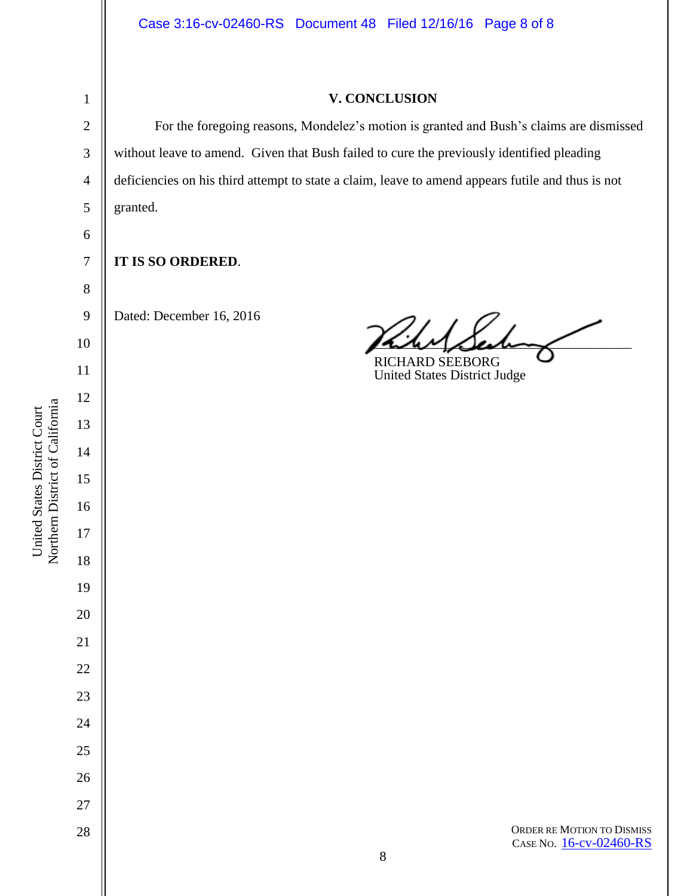## V. CONCLUSION

For the foregoing reasons, Mondelez's motion is granted and Bush's claims are dismissed without leave to amend. Given that Bush failed to cure the previously identified pleading deficiencies on his third attempt to state a claim, leave to amend appears futile and thus is not granted.

**IT IS SO ORDERED**.

Dated: December 16, 2016

RICHARD SEEBORG
United States District Judge